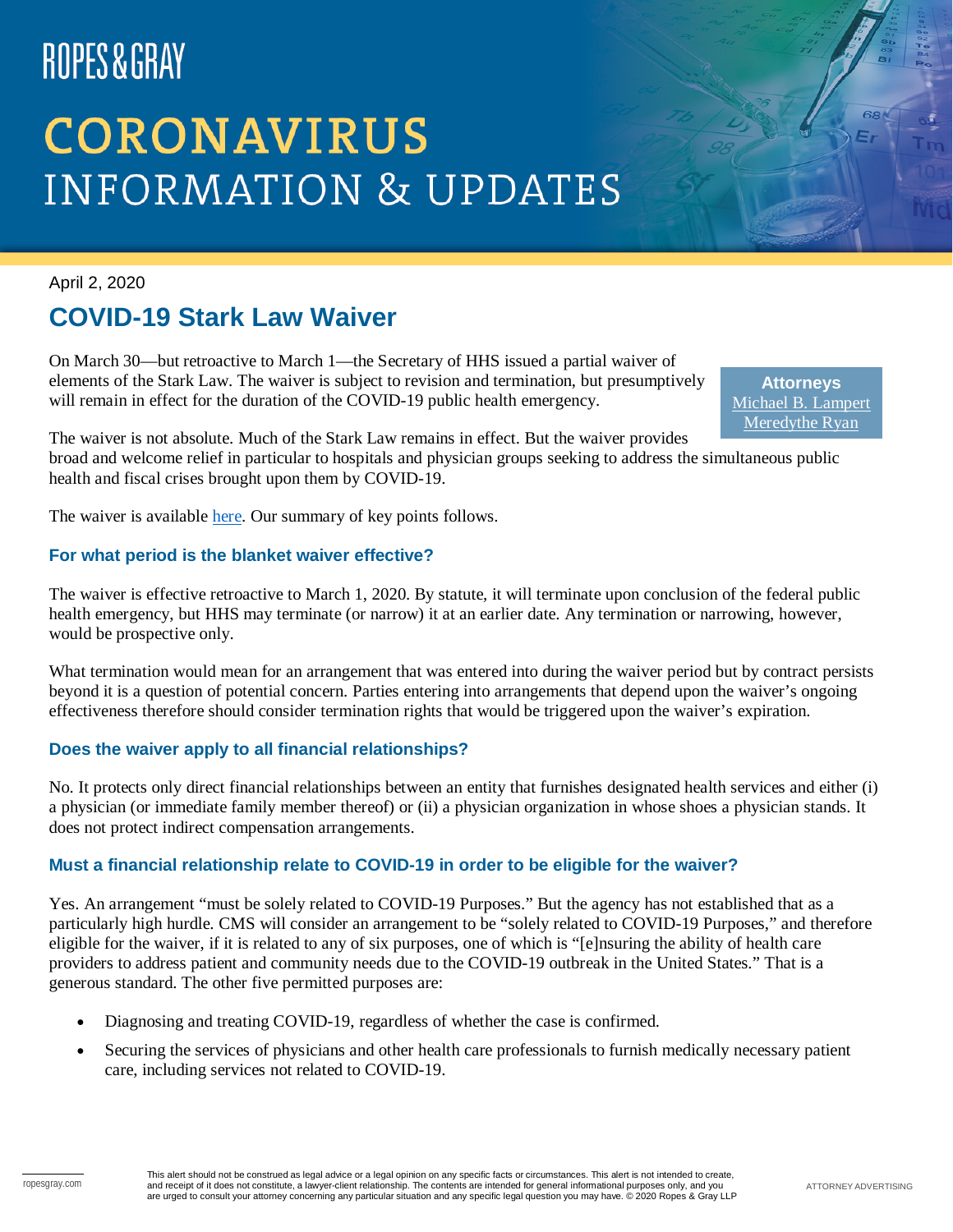ROPES & GRAY

# CORONAVIRUS INFORMATION & UPDATES

April 2, 2020

## COVID-19 Stark Law Waiver

**Attorneys**
[Michael B. Lampert]
[Meredythe Ryan]

On March 30—but retroactive to March 1—the Secretary of HHS issued a partial waiver of elements of the Stark Law. The waiver is subject to revision and termination, but presumptively will remain in effect for the duration of the COVID-19 public health emergency.

The waiver is not absolute. Much of the Stark Law remains in effect. But the waiver provides broad and welcome relief in particular to hospitals and physician groups seeking to address the simultaneous public health and fiscal crises brought upon them by COVID-19.

The waiver is available here. Our summary of key points follows.

### For what period is the blanket waiver effective?

The waiver is effective retroactive to March 1, 2020. By statute, it will terminate upon conclusion of the federal public health emergency, but HHS may terminate (or narrow) it at an earlier date. Any termination or narrowing, however, would be prospective only.

What termination would mean for an arrangement that was entered into during the waiver period but by contract persists beyond it is a question of potential concern. Parties entering into arrangements that depend upon the waiver's ongoing effectiveness therefore should consider termination rights that would be triggered upon the waiver's expiration.

### Does the waiver apply to all financial relationships?

No. It protects only direct financial relationships between an entity that furnishes designated health services and either (i) a physician (or immediate family member thereof) or (ii) a physician organization in whose shoes a physician stands. It does not protect indirect compensation arrangements.

### Must a financial relationship relate to COVID-19 in order to be eligible for the waiver?

Yes. An arrangement "must be solely related to COVID-19 Purposes." But the agency has not established that as a particularly high hurdle. CMS will consider an arrangement to be "solely related to COVID-19 Purposes," and therefore eligible for the waiver, if it is related to any of six purposes, one of which is "[e]nsuring the ability of health care providers to address patient and community needs due to the COVID-19 outbreak in the United States." That is a generous standard. The other five permitted purposes are:

- Diagnosing and treating COVID-19, regardless of whether the case is confirmed.
- Securing the services of physicians and other health care professionals to furnish medically necessary patient care, including services not related to COVID-19.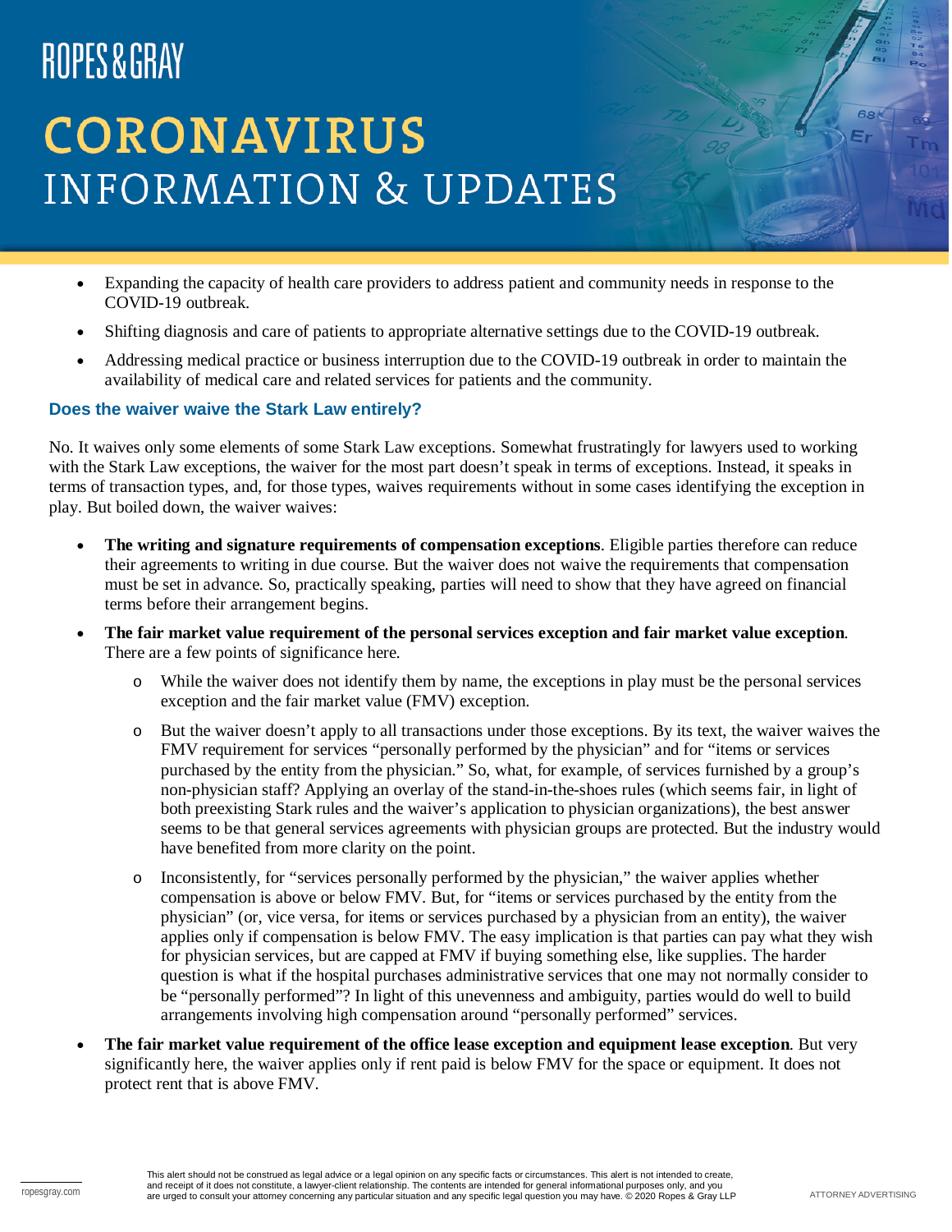- Expanding the capacity of health care providers to address patient and community needs in response to the COVID-19 outbreak.
- Shifting diagnosis and care of patients to appropriate alternative settings due to the COVID-19 outbreak.
- Addressing medical practice or business interruption due to the COVID-19 outbreak in order to maintain the availability of medical care and related services for patients and the community.

### Does the waiver waive the Stark Law entirely?

No. It waives only some elements of some Stark Law exceptions. Somewhat frustratingly for lawyers used to working with the Stark Law exceptions, the waiver for the most part doesn't speak in terms of exceptions. Instead, it speaks in terms of transaction types, and, for those types, waives requirements without in some cases identifying the exception in play. But boiled down, the waiver waives:

- **The writing and signature requirements of compensation exceptions**. Eligible parties therefore can reduce their agreements to writing in due course. But the waiver does not waive the requirements that compensation must be set in advance. So, practically speaking, parties will need to show that they have agreed on financial terms before their arrangement begins.
- **The fair market value requirement of the personal services exception and fair market value exception**. There are a few points of significance here.
  - While the waiver does not identify them by name, the exceptions in play must be the personal services exception and the fair market value (FMV) exception.
  - But the waiver doesn't apply to all transactions under those exceptions. By its text, the waiver waives the FMV requirement for services "personally performed by the physician" and for "items or services purchased by the entity from the physician." So, what, for example, of services furnished by a group's non-physician staff? Applying an overlay of the stand-in-the-shoes rules (which seems fair, in light of both preexisting Stark rules and the waiver's application to physician organizations), the best answer seems to be that general services agreements with physician groups are protected. But the industry would have benefited from more clarity on the point.
  - Inconsistently, for "services personally performed by the physician," the waiver applies whether compensation is above or below FMV. But, for "items or services purchased by the entity from the physician" (or, vice versa, for items or services purchased by a physician from an entity), the waiver applies only if compensation is below FMV. The easy implication is that parties can pay what they wish for physician services, but are capped at FMV if buying something else, like supplies. The harder question is what if the hospital purchases administrative services that one may not normally consider to be "personally performed"? In light of this unevenness and ambiguity, parties would do well to build arrangements involving high compensation around "personally performed" services.
- **The fair market value requirement of the office lease exception and equipment lease exception**. But very significantly here, the waiver applies only if rent paid is below FMV for the space or equipment. It does not protect rent that is above FMV.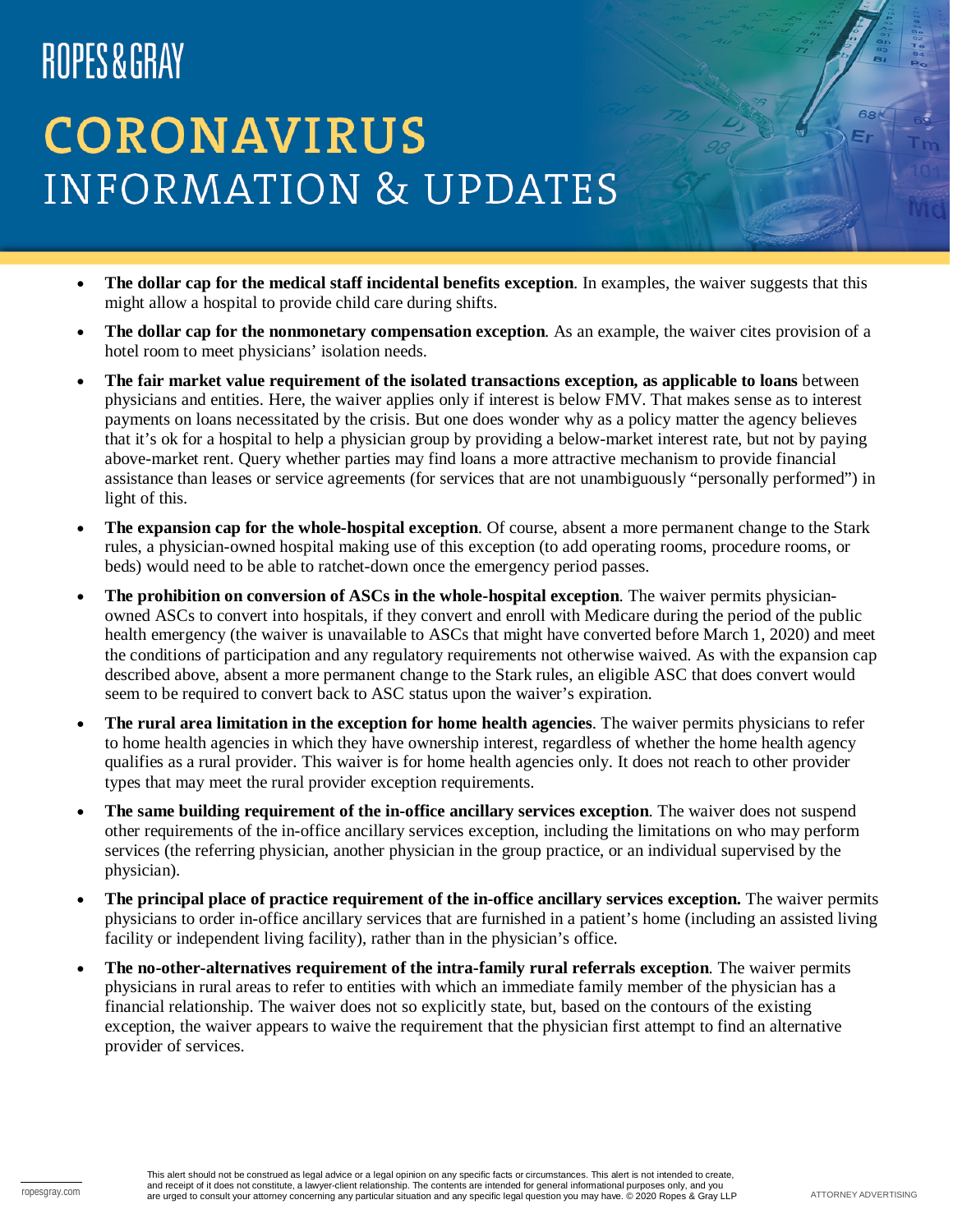- **The dollar cap for the medical staff incidental benefits exception**. In examples, the waiver suggests that this might allow a hospital to provide child care during shifts.
- **The dollar cap for the nonmonetary compensation exception**. As an example, the waiver cites provision of a hotel room to meet physicians' isolation needs.
- **The fair market value requirement of the isolated transactions exception, as applicable to loans** between physicians and entities. Here, the waiver applies only if interest is below FMV. That makes sense as to interest payments on loans necessitated by the crisis. But one does wonder why as a policy matter the agency believes that it's ok for a hospital to help a physician group by providing a below-market interest rate, but not by paying above-market rent. Query whether parties may find loans a more attractive mechanism to provide financial assistance than leases or service agreements (for services that are not unambiguously "personally performed") in light of this.
- **The expansion cap for the whole-hospital exception**. Of course, absent a more permanent change to the Stark rules, a physician-owned hospital making use of this exception (to add operating rooms, procedure rooms, or beds) would need to be able to ratchet-down once the emergency period passes.
- **The prohibition on conversion of ASCs in the whole-hospital exception**. The waiver permits physician-owned ASCs to convert into hospitals, if they convert and enroll with Medicare during the period of the public health emergency (the waiver is unavailable to ASCs that might have converted before March 1, 2020) and meet the conditions of participation and any regulatory requirements not otherwise waived. As with the expansion cap described above, absent a more permanent change to the Stark rules, an eligible ASC that does convert would seem to be required to convert back to ASC status upon the waiver's expiration.
- **The rural area limitation in the exception for home health agencies**. The waiver permits physicians to refer to home health agencies in which they have ownership interest, regardless of whether the home health agency qualifies as a rural provider. This waiver is for home health agencies only. It does not reach to other provider types that may meet the rural provider exception requirements.
- **The same building requirement of the in-office ancillary services exception**. The waiver does not suspend other requirements of the in-office ancillary services exception, including the limitations on who may perform services (the referring physician, another physician in the group practice, or an individual supervised by the physician).
- **The principal place of practice requirement of the in-office ancillary services exception.** The waiver permits physicians to order in-office ancillary services that are furnished in a patient's home (including an assisted living facility or independent living facility), rather than in the physician's office.
- **The no-other-alternatives requirement of the intra-family rural referrals exception**. The waiver permits physicians in rural areas to refer to entities with which an immediate family member of the physician has a financial relationship. The waiver does not so explicitly state, but, based on the contours of the existing exception, the waiver appears to waive the requirement that the physician first attempt to find an alternative provider of services.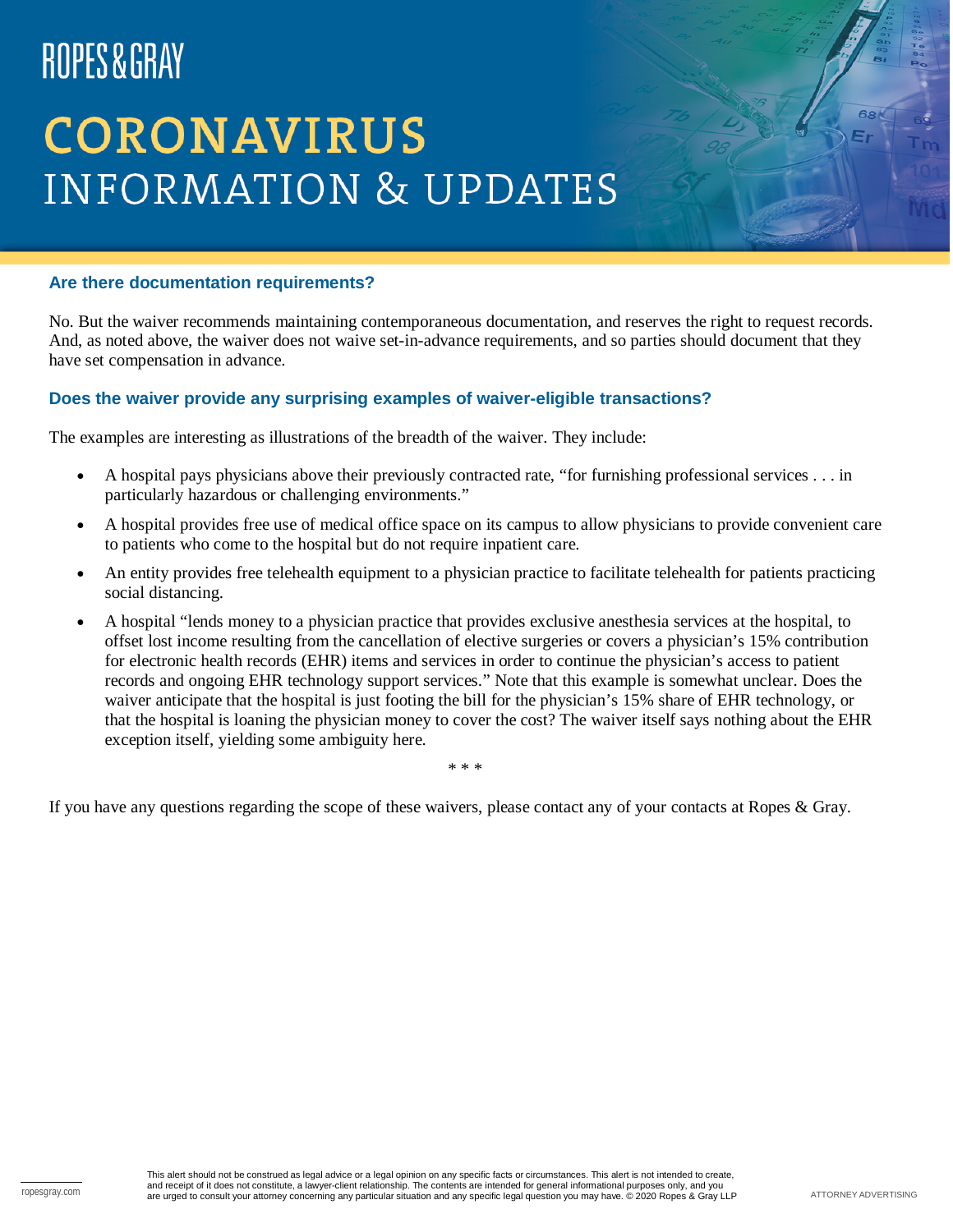### Are there documentation requirements?

No. But the waiver recommends maintaining contemporaneous documentation, and reserves the right to request records. And, as noted above, the waiver does not waive set-in-advance requirements, and so parties should document that they have set compensation in advance.

### Does the waiver provide any surprising examples of waiver-eligible transactions?

The examples are interesting as illustrations of the breadth of the waiver. They include:

- A hospital pays physicians above their previously contracted rate, "for furnishing professional services . . . in particularly hazardous or challenging environments."
- A hospital provides free use of medical office space on its campus to allow physicians to provide convenient care to patients who come to the hospital but do not require inpatient care.
- An entity provides free telehealth equipment to a physician practice to facilitate telehealth for patients practicing social distancing.
- A hospital "lends money to a physician practice that provides exclusive anesthesia services at the hospital, to offset lost income resulting from the cancellation of elective surgeries or covers a physician's 15% contribution for electronic health records (EHR) items and services in order to continue the physician's access to patient records and ongoing EHR technology support services." Note that this example is somewhat unclear. Does the waiver anticipate that the hospital is just footing the bill for the physician's 15% share of EHR technology, or that the hospital is loaning the physician money to cover the cost? The waiver itself says nothing about the EHR exception itself, yielding some ambiguity here.

\* \* \*

If you have any questions regarding the scope of these waivers, please contact any of your contacts at Ropes & Gray.

This alert should not be construed as legal advice or a legal opinion on any specific facts or circumstances. This alert is not intended to create, and receipt of it does not constitute, a lawyer-client relationship. The contents are intended for general informational purposes only, and you are urged to consult your attorney concerning any particular situation and any specific legal question you may have. © 2020 Ropes & Gray LLP

ATTORNEY ADVERTISING